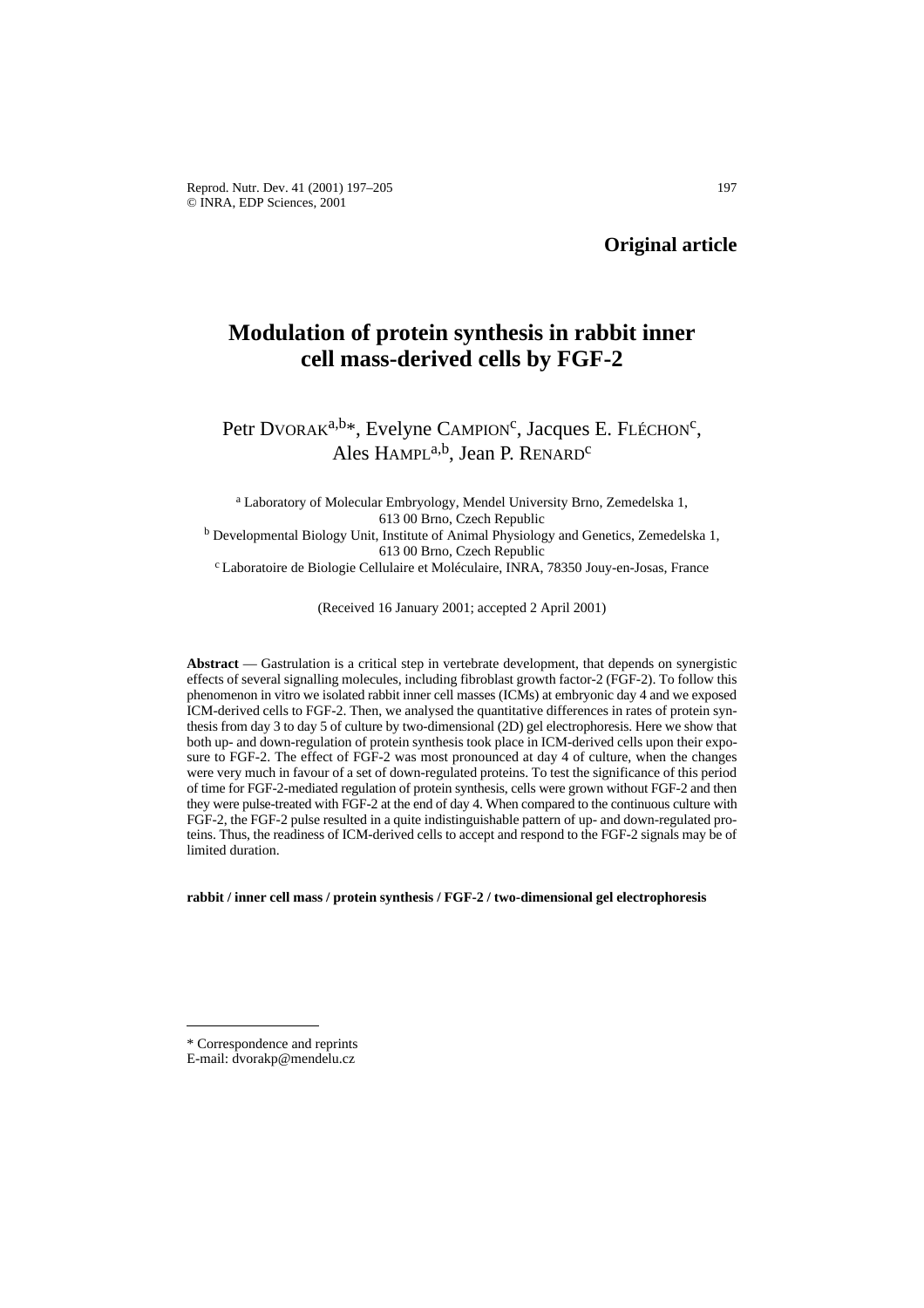**Original article**

# Modulation of protein synthesis in rabbit inner cell mass-derived cells by FGF-2

Petr DVORAK[a,b*], Evelyne CAMPION[c], Jacques E. FLÉCHON[c], Ales HAMPL[a,b], Jean P. RENARD[c]

[a] Laboratory of Molecular Embryology, Mendel University Brno, Zemedelska 1, 613 00 Brno, Czech Republic

[b] Developmental Biology Unit, Institute of Animal Physiology and Genetics, Zemedelska 1, 613 00 Brno, Czech Republic

[c] Laboratoire de Biologie Cellulaire et Moléculaire, INRA, 78350 Jouy-en-Josas, France

(Received 16 January 2001; accepted 2 April 2001)

**Abstract** — Gastrulation is a critical step in vertebrate development, that depends on synergistic effects of several signalling molecules, including fibroblast growth factor-2 (FGF-2). To follow this phenomenon in vitro we isolated rabbit inner cell masses (ICMs) at embryonic day 4 and we exposed ICM-derived cells to FGF-2. Then, we analysed the quantitative differences in rates of protein synthesis from day 3 to day 5 of culture by two-dimensional (2D) gel electrophoresis. Here we show that both up- and down-regulation of protein synthesis took place in ICM-derived cells upon their exposure to FGF-2. The effect of FGF-2 was most pronounced at day 4 of culture, when the changes were very much in favour of a set of down-regulated proteins. To test the significance of this period of time for FGF-2-mediated regulation of protein synthesis, cells were grown without FGF-2 and then they were pulse-treated with FGF-2 at the end of day 4. When compared to the continuous culture with FGF-2, the FGF-2 pulse resulted in a quite indistinguishable pattern of up- and down-regulated proteins. Thus, the readiness of ICM-derived cells to accept and respond to the FGF-2 signals may be of limited duration.

**rabbit / inner cell mass / protein synthesis / FGF-2 / two-dimensional gel electrophoresis**

---

* Correspondence and reprints
E-mail: dvorakp@mendelu.cz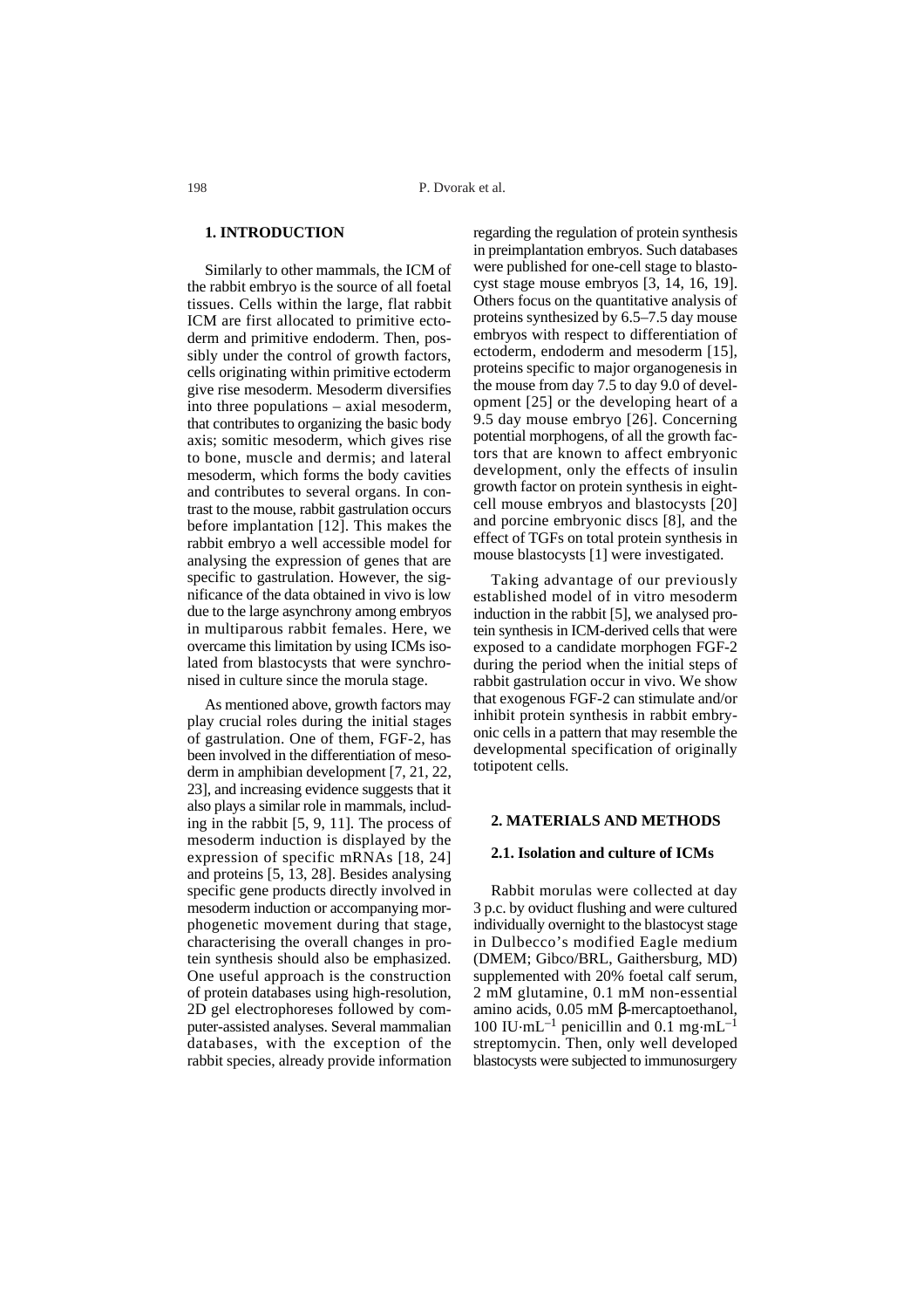## 1. INTRODUCTION

Similarly to other mammals, the ICM of the rabbit embryo is the source of all foetal tissues. Cells within the large, flat rabbit ICM are first allocated to primitive ectoderm and primitive endoderm. Then, possibly under the control of growth factors, cells originating within primitive ectoderm give rise mesoderm. Mesoderm diversifies into three populations – axial mesoderm, that contributes to organizing the basic body axis; somitic mesoderm, which gives rise to bone, muscle and dermis; and lateral mesoderm, which forms the body cavities and contributes to several organs. In contrast to the mouse, rabbit gastrulation occurs before implantation [12]. This makes the rabbit embryo a well accessible model for analysing the expression of genes that are specific to gastrulation. However, the significance of the data obtained in vivo is low due to the large asynchrony among embryos in multiparous rabbit females. Here, we overcame this limitation by using ICMs isolated from blastocysts that were synchronised in culture since the morula stage.

As mentioned above, growth factors may play crucial roles during the initial stages of gastrulation. One of them, FGF-2, has been involved in the differentiation of mesoderm in amphibian development [7, 21, 22, 23], and increasing evidence suggests that it also plays a similar role in mammals, including in the rabbit [5, 9, 11]. The process of mesoderm induction is displayed by the expression of specific mRNAs [18, 24] and proteins [5, 13, 28]. Besides analysing specific gene products directly involved in mesoderm induction or accompanying morphogenetic movement during that stage, characterising the overall changes in protein synthesis should also be emphasized. One useful approach is the construction of protein databases using high-resolution, 2D gel electrophoreses followed by computer-assisted analyses. Several mammalian databases, with the exception of the rabbit species, already provide information regarding the regulation of protein synthesis in preimplantation embryos. Such databases were published for one-cell stage to blastocyst stage mouse embryos [3, 14, 16, 19]. Others focus on the quantitative analysis of proteins synthesized by 6.5–7.5 day mouse embryos with respect to differentiation of ectoderm, endoderm and mesoderm [15], proteins specific to major organogenesis in the mouse from day 7.5 to day 9.0 of development [25] or the developing heart of a 9.5 day mouse embryo [26]. Concerning potential morphogens, of all the growth factors that are known to affect embryonic development, only the effects of insulin growth factor on protein synthesis in eight-cell mouse embryos and blastocysts [20] and porcine embryonic discs [8], and the effect of TGFs on total protein synthesis in mouse blastocysts [1] were investigated.

Taking advantage of our previously established model of in vitro mesoderm induction in the rabbit [5], we analysed protein synthesis in ICM-derived cells that were exposed to a candidate morphogen FGF-2 during the period when the initial steps of rabbit gastrulation occur in vivo. We show that exogenous FGF-2 can stimulate and/or inhibit protein synthesis in rabbit embryonic cells in a pattern that may resemble the developmental specification of originally totipotent cells.

## 2. MATERIALS AND METHODS

### 2.1. Isolation and culture of ICMs

Rabbit morulas were collected at day 3 p.c. by oviduct flushing and were cultured individually overnight to the blastocyst stage in Dulbecco's modified Eagle medium (DMEM; Gibco/BRL, Gaithersburg, MD) supplemented with 20% foetal calf serum, 2 mM glutamine, 0.1 mM non-essential amino acids, 0.05 mM β-mercaptoethanol, 100 $IU \cdot mL^{-1}$ penicillin and 0.1 $mg \cdot mL^{-1}$ streptomycin. Then, only well developed blastocysts were subjected to immunosurgery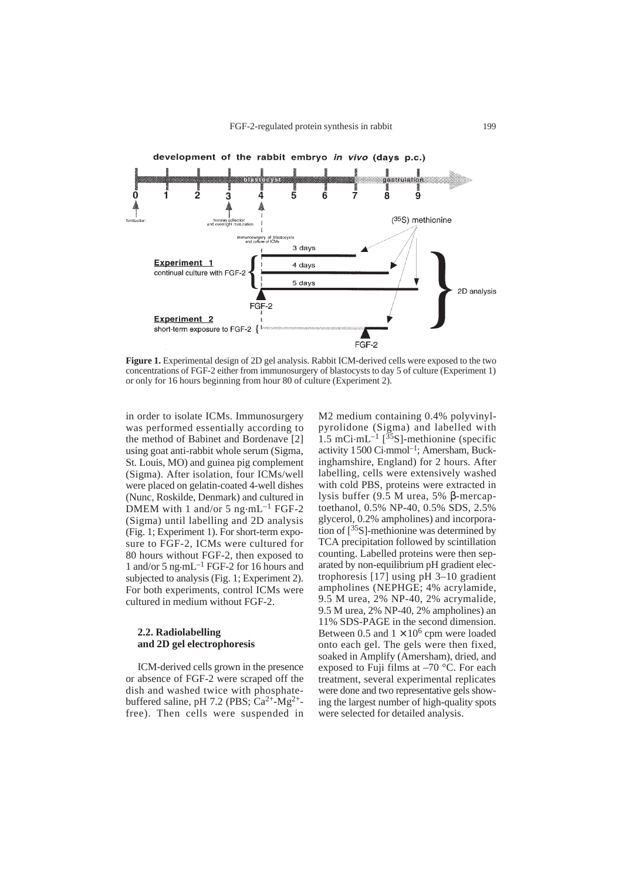**Figure 1.** Experimental design of 2D gel analysis. Rabbit ICM-derived cells were exposed to the two concentrations of FGF-2 either from immunosurgery of blastocysts to day 5 of culture (Experiment 1) or only for 16 hours beginning from hour 80 of culture (Experiment 2).

in order to isolate ICMs. Immunosurgery was performed essentially according to the method of Babinet and Bordenave [2] using goat anti-rabbit whole serum (Sigma, St. Louis, MO) and guinea pig complement (Sigma). After isolation, four ICMs/well were placed on gelatin-coated 4-well dishes (Nunc, Roskilde, Denmark) and cultured in DMEM with 1 and/or 5 $ng \cdot mL^{-1}$ FGF-2 (Sigma) until labelling and 2D analysis (Fig. 1; Experiment 1). For short-term exposure to FGF-2, ICMs were cultured for 80 hours without FGF-2, then exposed to 1 and/or 5 $ng \cdot mL^{-1}$ FGF-2 for 16 hours and subjected to analysis (Fig. 1; Experiment 2). For both experiments, control ICMs were cultured in medium without FGF-2.

### 2.2. Radiolabelling and 2D gel electrophoresis

ICM-derived cells grown in the presence or absence of FGF-2 were scraped off the dish and washed twice with phosphate-buffered saline, pH 7.2 (PBS; $Ca^{2+}$-$Mg^{2+}$-free). Then cells were suspended in M2 medium containing 0.4% polyvinylpyrolidone (Sigma) and labelled with 1.5 $mCi \cdot mL^{-1}$ [$^{35}$S]-methionine (specific activity 1500 $Ci \cdot mmol^{-1}$; Amersham, Buckinghamshire, England) for 2 hours. After labelling, cells were extensively washed with cold PBS, proteins were extracted in lysis buffer (9.5 M urea, 5% β-mercaptoethanol, 0.5% NP-40, 0.5% SDS, 2.5% glycerol, 0.2% ampholines) and incorporation of [$^{35}$S]-methionine was determined by TCA precipitation followed by scintillation counting. Labelled proteins were then separated by non-equilibrium pH gradient electrophoresis [17] using pH 3–10 gradient ampholines (NEPHGE; 4% acrylamide, 9.5 M urea, 2% NP-40, 2% acrymalide, 9.5 M urea, 2% NP-40, 2% ampholines) an 11% SDS-PAGE in the second dimension. Between 0.5 and $1 \times 10^6$ cpm were loaded onto each gel. The gels were then fixed, soaked in Amplify (Amersham), dried, and exposed to Fuji films at –70 °C. For each treatment, several experimental replicates were done and two representative gels showing the largest number of high-quality spots were selected for detailed analysis.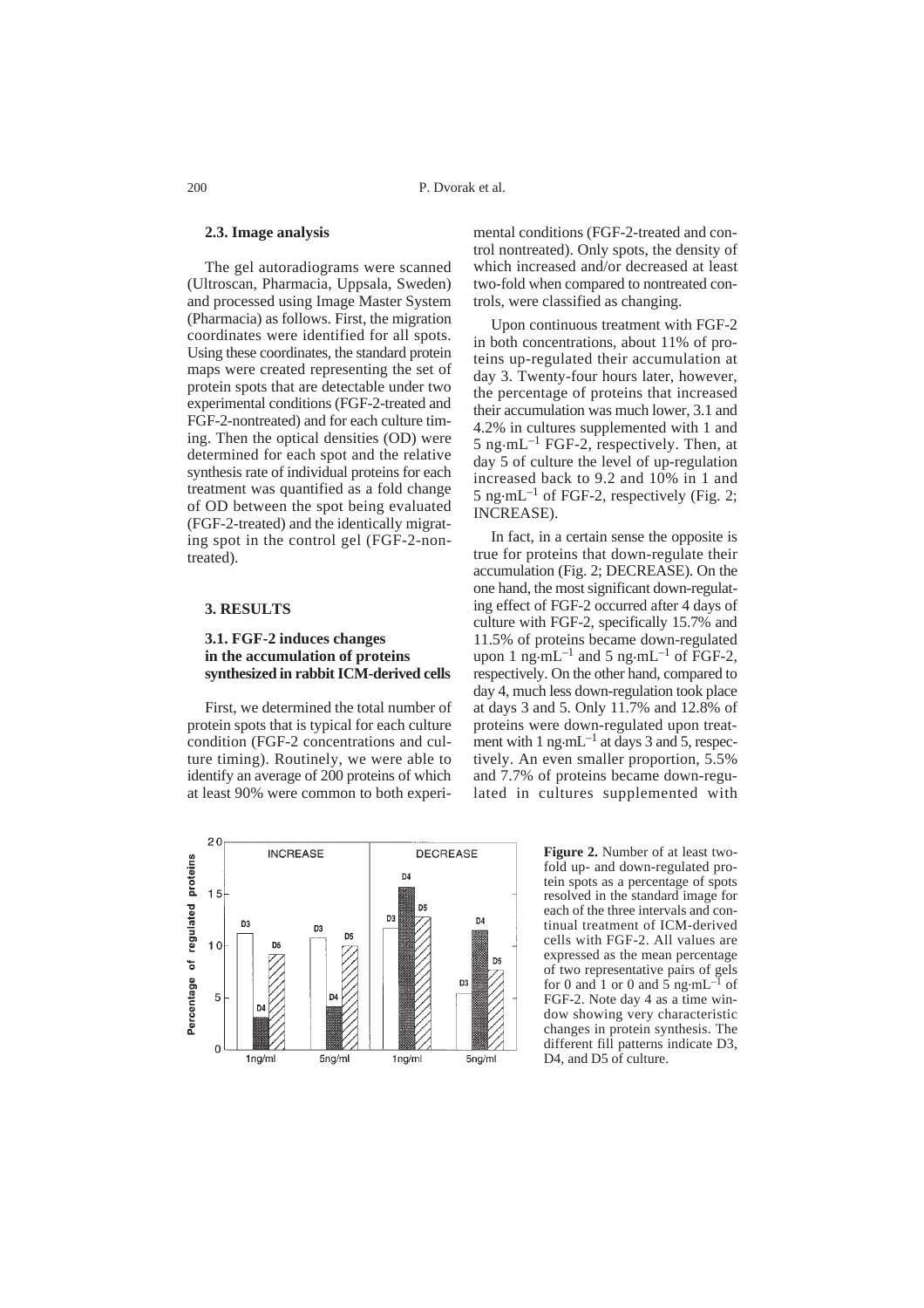### 2.3. Image analysis

The gel autoradiograms were scanned (Ultroscan, Pharmacia, Uppsala, Sweden) and processed using Image Master System (Pharmacia) as follows. First, the migration coordinates were identified for all spots. Using these coordinates, the standard protein maps were created representing the set of protein spots that are detectable under two experimental conditions (FGF-2-treated and FGF-2-nontreated) and for each culture timing. Then the optical densities (OD) were determined for each spot and the relative synthesis rate of individual proteins for each treatment was quantified as a fold change of OD between the spot being evaluated (FGF-2-treated) and the identically migrating spot in the control gel (FGF-2-nontreated).

## 3. RESULTS

### 3.1. FGF-2 induces changes in the accumulation of proteins synthesized in rabbit ICM-derived cells

First, we determined the total number of protein spots that is typical for each culture condition (FGF-2 concentrations and culture timing). Routinely, we were able to identify an average of 200 proteins of which at least 90% were common to both experimental conditions (FGF-2-treated and control nontreated). Only spots, the density of which increased and/or decreased at least two-fold when compared to nontreated controls, were classified as changing.

Upon continuous treatment with FGF-2 in both concentrations, about 11% of proteins up-regulated their accumulation at day 3. Twenty-four hours later, however, the percentage of proteins that increased their accumulation was much lower, 3.1 and 4.2% in cultures supplemented with 1 and 5 ng·mL$^{-1}$ FGF-2, respectively. Then, at day 5 of culture the level of up-regulation increased back to 9.2 and 10% in 1 and 5 ng·mL$^{-1}$ of FGF-2, respectively (Fig. 2; INCREASE).

In fact, in a certain sense the opposite is true for proteins that down-regulate their accumulation (Fig. 2; DECREASE). On the one hand, the most significant down-regulating effect of FGF-2 occurred after 4 days of culture with FGF-2, specifically 15.7% and 11.5% of proteins became down-regulated upon 1 ng·mL$^{-1}$ and 5 ng·mL$^{-1}$ of FGF-2, respectively. On the other hand, compared to day 4, much less down-regulation took place at days 3 and 5. Only 11.7% and 12.8% of proteins were down-regulated upon treatment with 1 ng·mL$^{-1}$ at days 3 and 5, respectively. An even smaller proportion, 5.5% and 7.7% of proteins became down-regulated in cultures supplemented with

**Figure 2.** Number of at least two-fold up- and down-regulated protein spots as a percentage of spots resolved in the standard image for each of the three intervals and continual treatment of ICM-derived cells with FGF-2. All values are expressed as the mean percentage of two representative pairs of gels for 0 and 1 or 0 and 5 ng·mL$^{-1}$ of FGF-2. Note day 4 as a time window showing very characteristic changes in protein synthesis. The different fill patterns indicate D3, D4, and D5 of culture.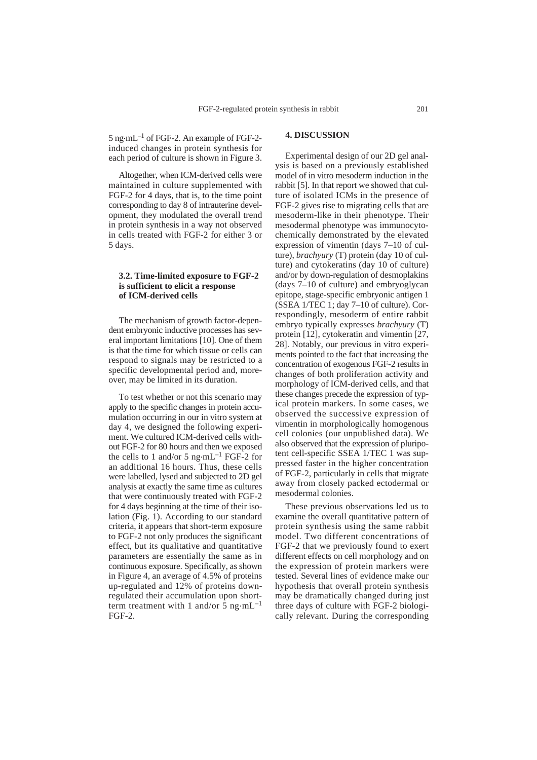5 ng·mL$^{-1}$ of FGF-2. An example of FGF-2-induced changes in protein synthesis for each period of culture is shown in Figure 3.

Altogether, when ICM-derived cells were maintained in culture supplemented with FGF-2 for 4 days, that is, to the time point corresponding to day 8 of intrauterine development, they modulated the overall trend in protein synthesis in a way not observed in cells treated with FGF-2 for either 3 or 5 days.

### 3.2. Time-limited exposure to FGF-2 is sufficient to elicit a response of ICM-derived cells

The mechanism of growth factor-dependent embryonic inductive processes has several important limitations [10]. One of them is that the time for which tissue or cells can respond to signals may be restricted to a specific developmental period and, moreover, may be limited in its duration.

To test whether or not this scenario may apply to the specific changes in protein accumulation occurring in our in vitro system at day 4, we designed the following experiment. We cultured ICM-derived cells without FGF-2 for 80 hours and then we exposed the cells to 1 and/or 5 ng·mL$^{-1}$ FGF-2 for an additional 16 hours. Thus, these cells were labelled, lysed and subjected to 2D gel analysis at exactly the same time as cultures that were continuously treated with FGF-2 for 4 days beginning at the time of their isolation (Fig. 1). According to our standard criteria, it appears that short-term exposure to FGF-2 not only produces the significant effect, but its qualitative and quantitative parameters are essentially the same as in continuous exposure. Specifically, as shown in Figure 4, an average of 4.5% of proteins up-regulated and 12% of proteins down-regulated their accumulation upon short-term treatment with 1 and/or 5 ng·mL$^{-1}$ FGF-2.

## 4. DISCUSSION

Experimental design of our 2D gel analysis is based on a previously established model of in vitro mesoderm induction in the rabbit [5]. In that report we showed that culture of isolated ICMs in the presence of FGF-2 gives rise to migrating cells that are mesoderm-like in their phenotype. Their mesodermal phenotype was immunocytochemically demonstrated by the elevated expression of vimentin (days 7–10 of culture), *brachyury* (T) protein (day 10 of culture) and cytokeratins (day 10 of culture) and/or by down-regulation of desmoplakins (days 7–10 of culture) and embryoglycan epitope, stage-specific embryonic antigen 1 (SSEA 1/TEC 1; day 7–10 of culture). Correspondingly, mesoderm of entire rabbit embryo typically expresses *brachyury* (T) protein [12], cytokeratin and vimentin [27, 28]. Notably, our previous in vitro experiments pointed to the fact that increasing the concentration of exogenous FGF-2 results in changes of both proliferation activity and morphology of ICM-derived cells, and that these changes precede the expression of typical protein markers. In some cases, we observed the successive expression of vimentin in morphologically homogenous cell colonies (our unpublished data). We also observed that the expression of pluripotent cell-specific SSEA 1/TEC 1 was suppressed faster in the higher concentration of FGF-2, particularly in cells that migrate away from closely packed ectodermal or mesodermal colonies.

These previous observations led us to examine the overall quantitative pattern of protein synthesis using the same rabbit model. Two different concentrations of FGF-2 that we previously found to exert different effects on cell morphology and on the expression of protein markers were tested. Several lines of evidence make our hypothesis that overall protein synthesis may be dramatically changed during just three days of culture with FGF-2 biologically relevant. During the corresponding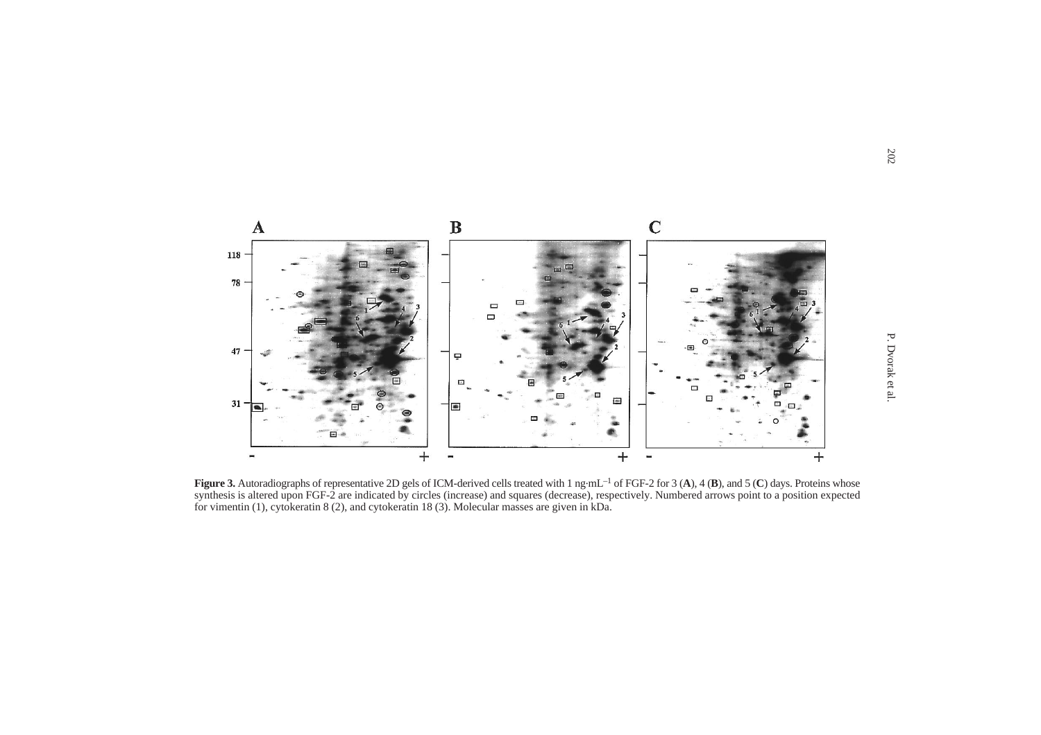**Figure 3.** Autoradiographs of representative 2D gels of ICM-derived cells treated with 1 ng·mL$^{-1}$ of FGF-2 for 3 (**A**), 4 (**B**), and 5 (**C**) days. Proteins whose synthesis is altered upon FGF-2 are indicated by circles (increase) and squares (decrease), respectively. Numbered arrows point to a position expected for vimentin (1), cytokeratin 8 (2), and cytokeratin 18 (3). Molecular masses are given in kDa.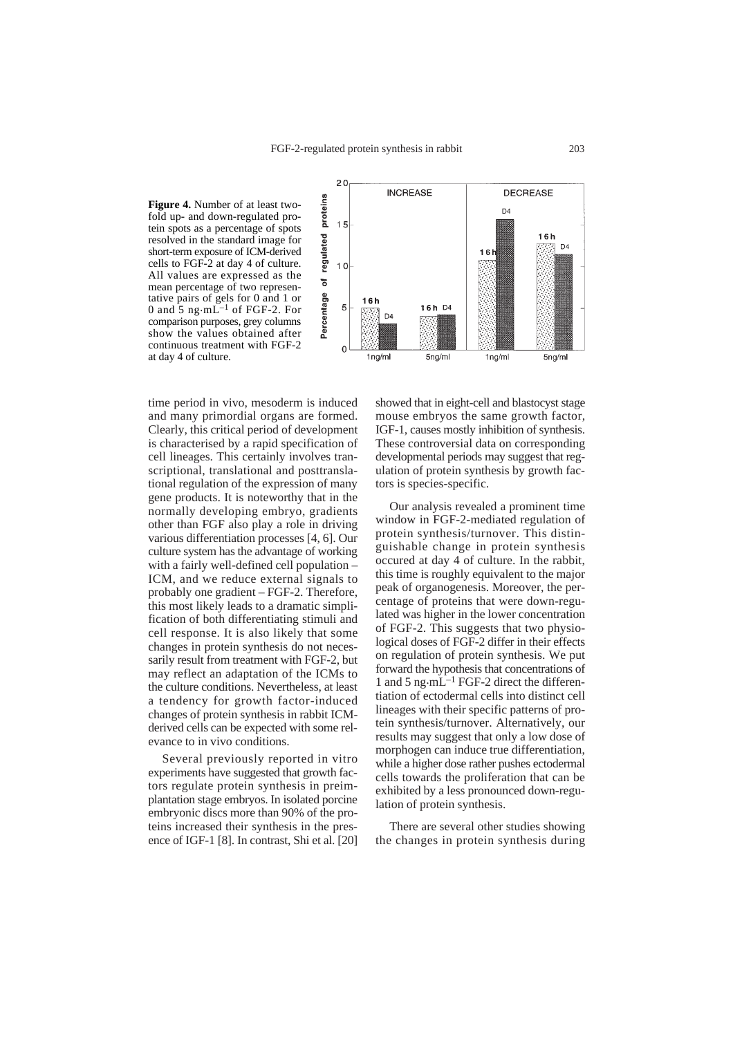**Figure 4.** Number of at least two-fold up- and down-regulated protein spots as a percentage of spots resolved in the standard image for short-term exposure of ICM-derived cells to FGF-2 at day 4 of culture. All values are expressed as the mean percentage of two representative pairs of gels for 0 and 1 or 0 and 5 ng·mL$^{-1}$ of FGF-2. For comparison purposes, grey columns show the values obtained after continuous treatment with FGF-2 at day 4 of culture.

time period in vivo, mesoderm is induced and many primordial organs are formed. Clearly, this critical period of development is characterised by a rapid specification of cell lineages. This certainly involves transcriptional, translational and posttranslational regulation of the expression of many gene products. It is noteworthy that in the normally developing embryo, gradients other than FGF also play a role in driving various differentiation processes [4, 6]. Our culture system has the advantage of working with a fairly well-defined cell population – ICM, and we reduce external signals to probably one gradient – FGF-2. Therefore, this most likely leads to a dramatic simplification of both differentiating stimuli and cell response. It is also likely that some changes in protein synthesis do not necessarily result from treatment with FGF-2, but may reflect an adaptation of the ICMs to the culture conditions. Nevertheless, at least a tendency for growth factor-induced changes of protein synthesis in rabbit ICM-derived cells can be expected with some relevance to in vivo conditions.

Several previously reported in vitro experiments have suggested that growth factors regulate protein synthesis in preimplantation stage embryos. In isolated porcine embryonic discs more than 90% of the proteins increased their synthesis in the presence of IGF-1 [8]. In contrast, Shi et al. [20] showed that in eight-cell and blastocyst stage mouse embryos the same growth factor, IGF-1, causes mostly inhibition of synthesis. These controversial data on corresponding developmental periods may suggest that regulation of protein synthesis by growth factors is species-specific.

Our analysis revealed a prominent time window in FGF-2-mediated regulation of protein synthesis/turnover. This distinguishable change in protein synthesis occured at day 4 of culture. In the rabbit, this time is roughly equivalent to the major peak of organogenesis. Moreover, the percentage of proteins that were down-regulated was higher in the lower concentration of FGF-2. This suggests that two physiological doses of FGF-2 differ in their effects on regulation of protein synthesis. We put forward the hypothesis that concentrations of 1 and 5 ng·mL$^{-1}$ FGF-2 direct the differentiation of ectodermal cells into distinct cell lineages with their specific patterns of protein synthesis/turnover. Alternatively, our results may suggest that only a low dose of morphogen can induce true differentiation, while a higher dose rather pushes ectodermal cells towards the proliferation that can be exhibited by a less pronounced down-regulation of protein synthesis.

There are several other studies showing the changes in protein synthesis during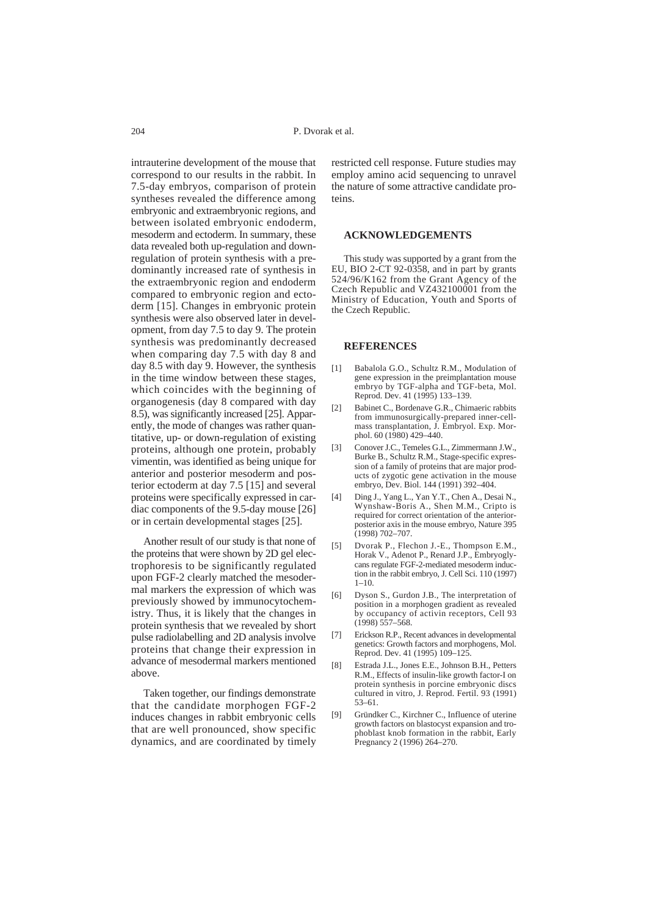intrauterine development of the mouse that correspond to our results in the rabbit. In 7.5-day embryos, comparison of protein syntheses revealed the difference among embryonic and extraembryonic regions, and between isolated embryonic endoderm, mesoderm and ectoderm. In summary, these data revealed both up-regulation and down-regulation of protein synthesis with a predominantly increased rate of synthesis in the extraembryonic region and endoderm compared to embryonic region and ectoderm [15]. Changes in embryonic protein synthesis were also observed later in development, from day 7.5 to day 9. The protein synthesis was predominantly decreased when comparing day 7.5 with day 8 and day 8.5 with day 9. However, the synthesis in the time window between these stages, which coincides with the beginning of organogenesis (day 8 compared with day 8.5), was significantly increased [25]. Apparently, the mode of changes was rather quantitative, up- or down-regulation of existing proteins, although one protein, probably vimentin, was identified as being unique for anterior and posterior mesoderm and posterior ectoderm at day 7.5 [15] and several proteins were specifically expressed in cardiac components of the 9.5-day mouse [26] or in certain developmental stages [25].

Another result of our study is that none of the proteins that were shown by 2D gel electrophoresis to be significantly regulated upon FGF-2 clearly matched the mesodermal markers the expression of which was previously showed by immunocytochemistry. Thus, it is likely that the changes in protein synthesis that we revealed by short pulse radiolabelling and 2D analysis involve proteins that change their expression in advance of mesodermal markers mentioned above.

Taken together, our findings demonstrate that the candidate morphogen FGF-2 induces changes in rabbit embryonic cells that are well pronounced, show specific dynamics, and are coordinated by timely restricted cell response. Future studies may employ amino acid sequencing to unravel the nature of some attractive candidate proteins.

## ACKNOWLEDGEMENTS

This study was supported by a grant from the EU, BIO 2-CT 92-0358, and in part by grants 524/96/K162 from the Grant Agency of the Czech Republic and VZ432100001 from the Ministry of Education, Youth and Sports of the Czech Republic.

## REFERENCES

[1] Babalola G.O., Schultz R.M., Modulation of gene expression in the preimplantation mouse embryo by TGF-alpha and TGF-beta, Mol. Reprod. Dev. 41 (1995) 133–139.

[2] Babinet C., Bordenave G.R., Chimaeric rabbits from immunosurgically-prepared inner-cell-mass transplantation, J. Embryol. Exp. Morphol. 60 (1980) 429–440.

[3] Conover J.C., Temeles G.L., Zimmermann J.W., Burke B., Schultz R.M., Stage-specific expression of a family of proteins that are major products of zygotic gene activation in the mouse embryo, Dev. Biol. 144 (1991) 392–404.

[4] Ding J., Yang L., Yan Y.T., Chen A., Desai N., Wynshaw-Boris A., Shen M.M., Cripto is required for correct orientation of the anterior-posterior axis in the mouse embryo, Nature 395 (1998) 702–707.

[5] Dvorak P., Flechon J.-E., Thompson E.M., Horak V., Adenot P., Renard J.P., Embryoglycans regulate FGF-2-mediated mesoderm induction in the rabbit embryo, J. Cell Sci. 110 (1997) 1–10.

[6] Dyson S., Gurdon J.B., The interpretation of position in a morphogen gradient as revealed by occupancy of activin receptors, Cell 93 (1998) 557–568.

[7] Erickson R.P., Recent advances in developmental genetics: Growth factors and morphogens, Mol. Reprod. Dev. 41 (1995) 109–125.

[8] Estrada J.L., Jones E.E., Johnson B.H., Petters R.M., Effects of insulin-like growth factor-I on protein synthesis in porcine embryonic discs cultured in vitro, J. Reprod. Fertil. 93 (1991) 53–61.

[9] Gründker C., Kirchner C., Influence of uterine growth factors on blastocyst expansion and trophoblast knob formation in the rabbit, Early Pregnancy 2 (1996) 264–270.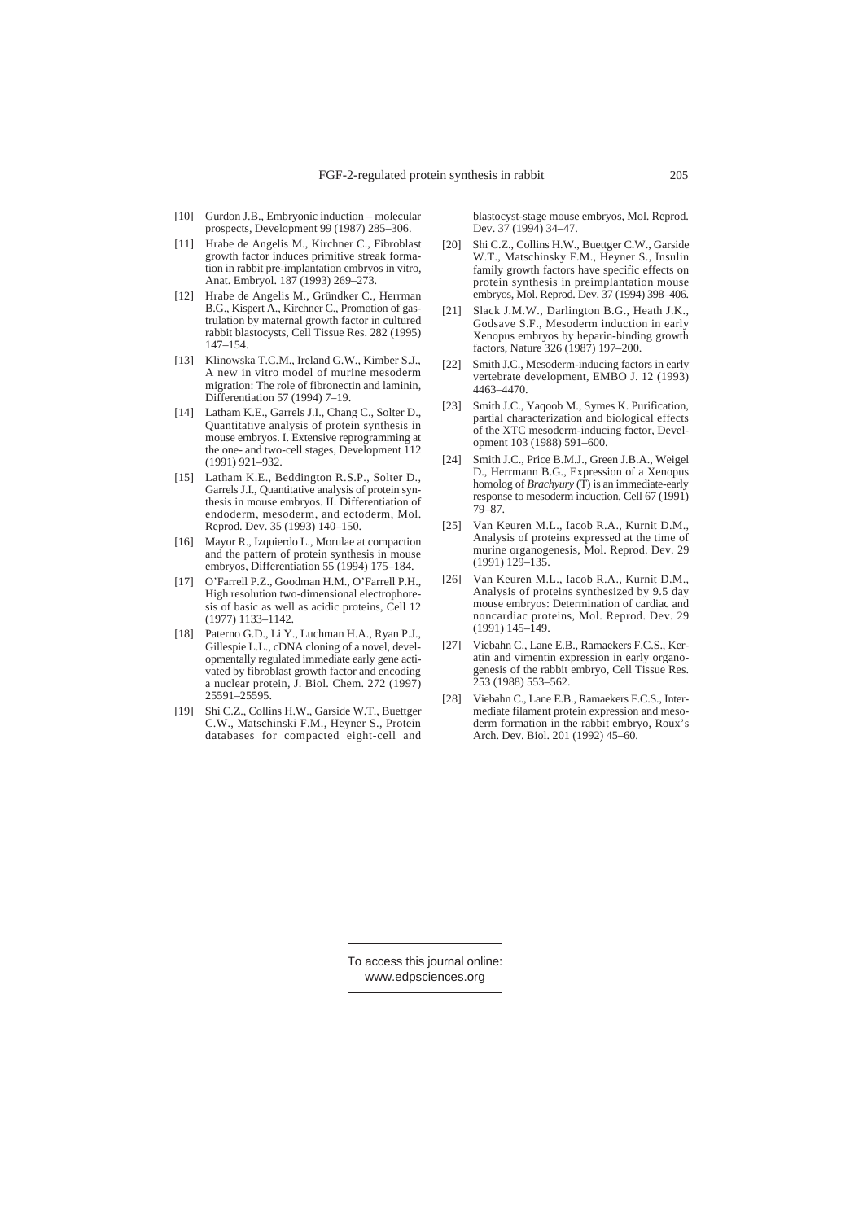[10] Gurdon J.B., Embryonic induction – molecular prospects, Development 99 (1987) 285–306.

[11] Hrabe de Angelis M., Kirchner C., Fibroblast growth factor induces primitive streak formation in rabbit pre-implantation embryos in vitro, Anat. Embryol. 187 (1993) 269–273.

[12] Hrabe de Angelis M., Gründker C., Herrman B.G., Kispert A., Kirchner C., Promotion of gastrulation by maternal growth factor in cultured rabbit blastocysts, Cell Tissue Res. 282 (1995) 147–154.

[13] Klinowska T.C.M., Ireland G.W., Kimber S.J., A new in vitro model of murine mesoderm migration: The role of fibronectin and laminin, Differentiation 57 (1994) 7–19.

[14] Latham K.E., Garrels J.I., Chang C., Solter D., Quantitative analysis of protein synthesis in mouse embryos. I. Extensive reprogramming at the one- and two-cell stages, Development 112 (1991) 921–932.

[15] Latham K.E., Beddington R.S.P., Solter D., Garrels J.I., Quantitative analysis of protein synthesis in mouse embryos. II. Differentiation of endoderm, mesoderm, and ectoderm, Mol. Reprod. Dev. 35 (1993) 140–150.

[16] Mayor R., Izquierdo L., Morulae at compaction and the pattern of protein synthesis in mouse embryos, Differentiation 55 (1994) 175–184.

[17] O'Farrell P.Z., Goodman H.M., O'Farrell P.H., High resolution two-dimensional electrophoresis of basic as well as acidic proteins, Cell 12 (1977) 1133–1142.

[18] Paterno G.D., Li Y., Luchman H.A., Ryan P.J., Gillespie L.L., cDNA cloning of a novel, developmentally regulated immediate early gene activated by fibroblast growth factor and encoding a nuclear protein, J. Biol. Chem. 272 (1997) 25591–25595.

[19] Shi C.Z., Collins H.W., Garside W.T., Buettger C.W., Matschinski F.M., Heyner S., Protein databases for compacted eight-cell and blastocyst-stage mouse embryos, Mol. Reprod. Dev. 37 (1994) 34–47.

[20] Shi C.Z., Collins H.W., Buettger C.W., Garside W.T., Matschinsky F.M., Heyner S., Insulin family growth factors have specific effects on protein synthesis in preimplantation mouse embryos, Mol. Reprod. Dev. 37 (1994) 398–406.

[21] Slack J.M.W., Darlington B.G., Heath J.K., Godsave S.F., Mesoderm induction in early Xenopus embryos by heparin-binding growth factors, Nature 326 (1987) 197–200.

[22] Smith J.C., Mesoderm-inducing factors in early vertebrate development, EMBO J. 12 (1993) 4463–4470.

[23] Smith J.C., Yaqoob M., Symes K. Purification, partial characterization and biological effects of the XTC mesoderm-inducing factor, Development 103 (1988) 591–600.

[24] Smith J.C., Price B.M.J., Green J.B.A., Weigel D., Herrmann B.G., Expression of a Xenopus homolog of *Brachyury* (T) is an immediate-early response to mesoderm induction, Cell 67 (1991) 79–87.

[25] Van Keuren M.L., Iacob R.A., Kurnit D.M., Analysis of proteins expressed at the time of murine organogenesis, Mol. Reprod. Dev. 29 (1991) 129–135.

[26] Van Keuren M.L., Iacob R.A., Kurnit D.M., Analysis of proteins synthesized by 9.5 day mouse embryos: Determination of cardiac and noncardiac proteins, Mol. Reprod. Dev. 29 (1991) 145–149.

[27] Viebahn C., Lane E.B., Ramaekers F.C.S., Keratin and vimentin expression in early organogenesis of the rabbit embryo, Cell Tissue Res. 253 (1988) 553–562.

[28] Viebahn C., Lane E.B., Ramaekers F.C.S., Intermediate filament protein expression and mesoderm formation in the rabbit embryo, Roux's Arch. Dev. Biol. 201 (1992) 45–60.

To access this journal online:
www.edpsciences.org